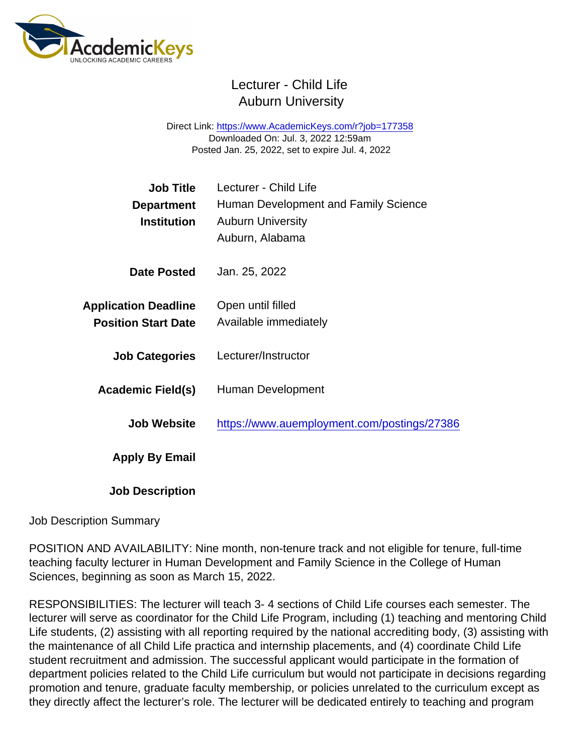# Lecturer - Child Life
## Auburn University

Direct Link: https://www.AcademicKeys.com/r?job=177358
Downloaded On: Jul. 3, 2022 12:59am
Posted Jan. 25, 2022, set to expire Jul. 4, 2022

| | |
|---|---|
| **Job Title** | Lecturer - Child Life |
| **Department** | Human Development and Family Science |
| **Institution** | Auburn University<br>Auburn, Alabama |
| **Date Posted** | Jan. 25, 2022 |
| **Application Deadline** | Open until filled |
| **Position Start Date** | Available immediately |
| **Job Categories** | Lecturer/Instructor |
| **Academic Field(s)** | Human Development |
| **Job Website** | https://www.auemployment.com/postings/27386 |
| **Apply By Email** | |
| **Job Description** | |

Job Description Summary

POSITION AND AVAILABILITY: Nine month, non-tenure track and not eligible for tenure, full-time teaching faculty lecturer in Human Development and Family Science in the College of Human Sciences, beginning as soon as March 15, 2022.

RESPONSIBILITIES: The lecturer will teach 3- 4 sections of Child Life courses each semester. The lecturer will serve as coordinator for the Child Life Program, including (1) teaching and mentoring Child Life students, (2) assisting with all reporting required by the national accrediting body, (3) assisting with the maintenance of all Child Life practica and internship placements, and (4) coordinate Child Life student recruitment and admission. The successful applicant would participate in the formation of department policies related to the Child Life curriculum but would not participate in decisions regarding promotion and tenure, graduate faculty membership, or policies unrelated to the curriculum except as they directly affect the lecturer's role. The lecturer will be dedicated entirely to teaching and program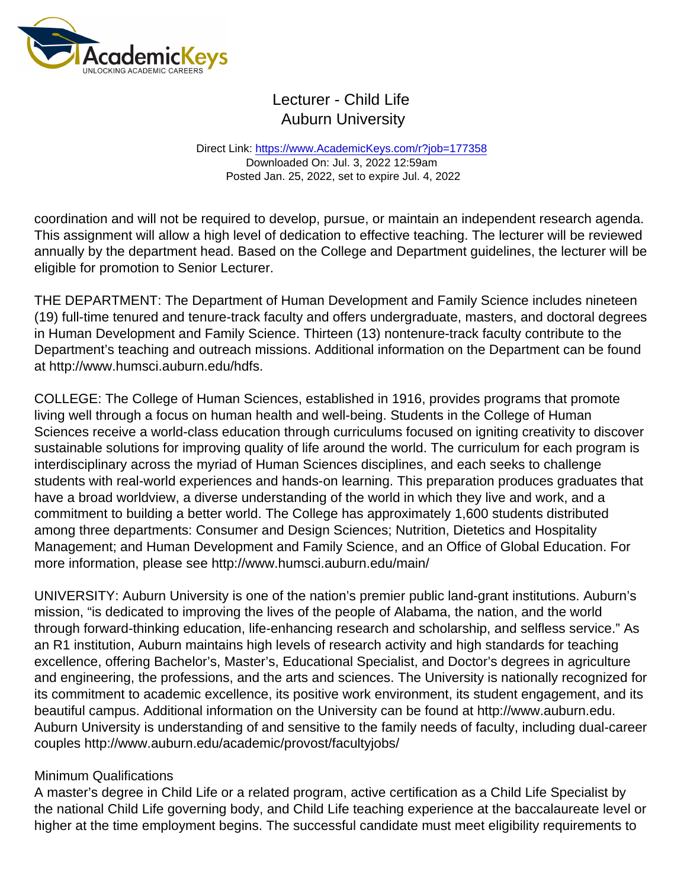coordination and will not be required to develop, pursue, or maintain an independent research agenda. This assignment will allow a high level of dedication to effective teaching. The lecturer will be reviewed annually by the department head. Based on the College and Department guidelines, the lecturer will be eligible for promotion to Senior Lecturer.

THE DEPARTMENT: The Department of Human Development and Family Science includes nineteen (19) full-time tenured and tenure-track faculty and offers undergraduate, masters, and doctoral degrees in Human Development and Family Science. Thirteen (13) nontenure-track faculty contribute to the Department's teaching and outreach missions. Additional information on the Department can be found at http://www.humsci.auburn.edu/hdfs.

COLLEGE: The College of Human Sciences, established in 1916, provides programs that promote living well through a focus on human health and well-being. Students in the College of Human Sciences receive a world-class education through curriculums focused on igniting creativity to discover sustainable solutions for improving quality of life around the world. The curriculum for each program is interdisciplinary across the myriad of Human Sciences disciplines, and each seeks to challenge students with real-world experiences and hands-on learning. This preparation produces graduates that have a broad worldview, a diverse understanding of the world in which they live and work, and a commitment to building a better world. The College has approximately 1,600 students distributed among three departments: Consumer and Design Sciences; Nutrition, Dietetics and Hospitality Management; and Human Development and Family Science, and an Office of Global Education. For more information, please see http://www.humsci.auburn.edu/main/

UNIVERSITY: Auburn University is one of the nation's premier public land-grant institutions. Auburn's mission, "is dedicated to improving the lives of the people of Alabama, the nation, and the world through forward-thinking education, life-enhancing research and scholarship, and selfless service." As an R1 institution, Auburn maintains high levels of research activity and high standards for teaching excellence, offering Bachelor's, Master's, Educational Specialist, and Doctor's degrees in agriculture and engineering, the professions, and the arts and sciences. The University is nationally recognized for its commitment to academic excellence, its positive work environment, its student engagement, and its beautiful campus. Additional information on the University can be found at http://www.auburn.edu. Auburn University is understanding of and sensitive to the family needs of faculty, including dual-career couples http://www.auburn.edu/academic/provost/facultyjobs/

## Minimum Qualifications

A master's degree in Child Life or a related program, active certification as a Child Life Specialist by the national Child Life governing body, and Child Life teaching experience at the baccalaureate level or higher at the time employment begins. The successful candidate must meet eligibility requirements to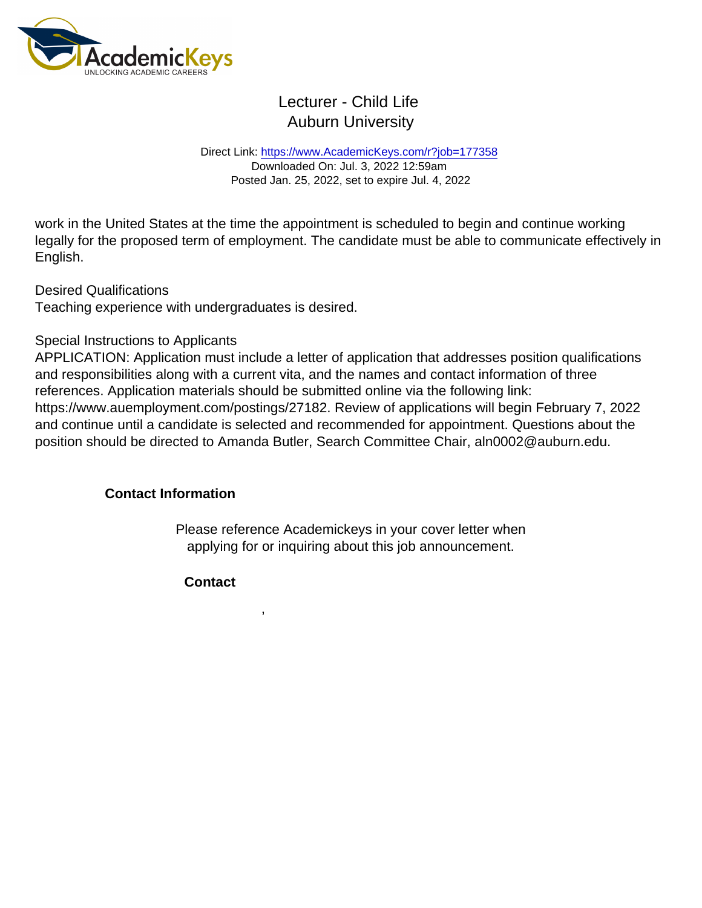# Lecturer - Child Life
## Auburn University

Direct Link: https://www.AcademicKeys.com/r?job=177358
Downloaded On: Jul. 3, 2022 12:59am
Posted Jan. 25, 2022, set to expire Jul. 4, 2022

work in the United States at the time the appointment is scheduled to begin and continue working legally for the proposed term of employment. The candidate must be able to communicate effectively in English.

Desired Qualifications
Teaching experience with undergraduates is desired.

Special Instructions to Applicants
APPLICATION: Application must include a letter of application that addresses position qualifications and responsibilities along with a current vita, and the names and contact information of three references. Application materials should be submitted online via the following link: https://www.auemployment.com/postings/27182. Review of applications will begin February 7, 2022 and continue until a candidate is selected and recommended for appointment. Questions about the position should be directed to Amanda Butler, Search Committee Chair, aln0002@auburn.edu.

**Contact Information**

Please reference Academickeys in your cover letter when applying for or inquiring about this job announcement.

**Contact**

,